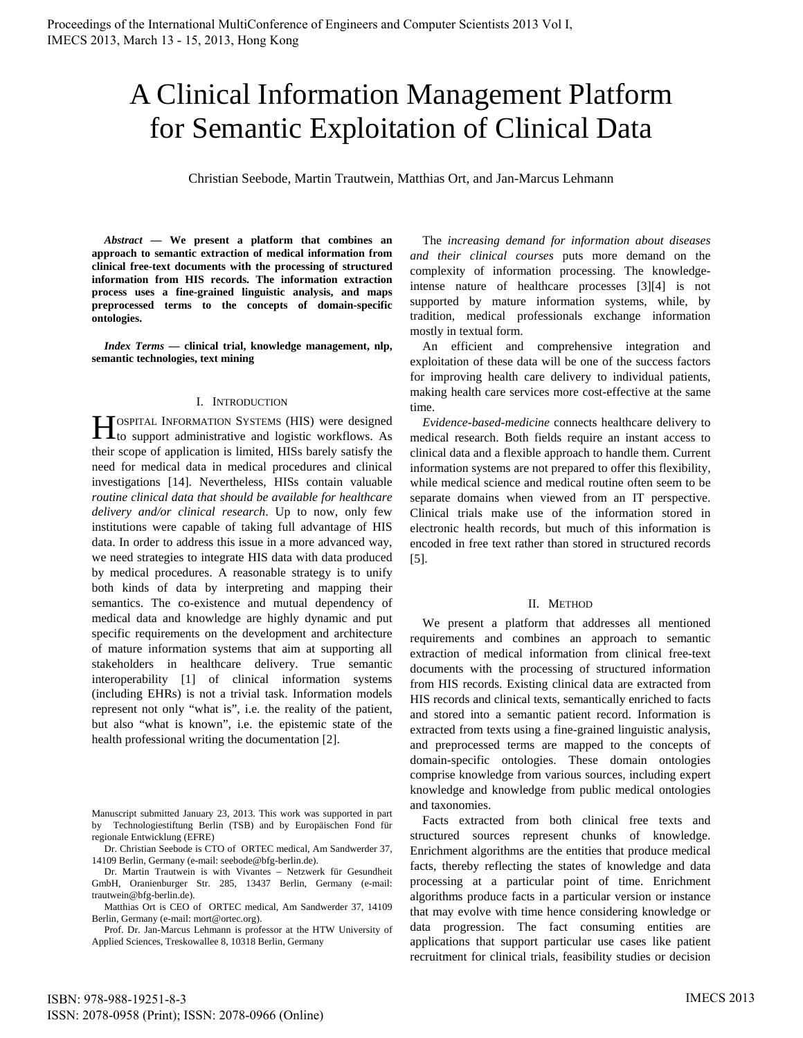# A Clinical Information Management Platform for Semantic Exploitation of Clinical Data

Christian Seebode, Martin Trautwein, Matthias Ort, and Jan-Marcus Lehmann

***Abstract* — We present a platform that combines an approach to semantic extraction of medical information from clinical free-text documents with the processing of structured information from HIS records. The information extraction process uses a fine-grained linguistic analysis, and maps preprocessed terms to the concepts of domain-specific ontologies.**

***Index Terms* — clinical trial, knowledge management, nlp, semantic technologies, text mining**

## I. Introduction

Hospital Information Systems (HIS) were designed to support administrative and logistic workflows. As their scope of application is limited, HISs barely satisfy the need for medical data in medical procedures and clinical investigations [14]. Nevertheless, HISs contain valuable *routine clinical data that should be available for healthcare delivery and/or clinical research*. Up to now, only few institutions were capable of taking full advantage of HIS data. In order to address this issue in a more advanced way, we need strategies to integrate HIS data with data produced by medical procedures. A reasonable strategy is to unify both kinds of data by interpreting and mapping their semantics. The co-existence and mutual dependency of medical data and knowledge are highly dynamic and put specific requirements on the development and architecture of mature information systems that aim at supporting all stakeholders in healthcare delivery. True semantic interoperability [1] of clinical information systems (including EHRs) is not a trivial task. Information models represent not only "what is", i.e. the reality of the patient, but also "what is known", i.e. the epistemic state of the health professional writing the documentation [2].

Manuscript submitted January 23, 2013. This work was supported in part by Technologiestiftung Berlin (TSB) and by Europäischen Fond für regionale Entwicklung (EFRE)

Dr. Christian Seebode is CTO of ORTEC medical, Am Sandwerder 37, 14109 Berlin, Germany (e-mail: seebode@bfg-berlin.de).

Dr. Martin Trautwein is with Vivantes – Netzwerk für Gesundheit GmbH, Oranienburger Str. 285, 13437 Berlin, Germany (e-mail: trautwein@bfg-berlin.de).

Matthias Ort is CEO of ORTEC medical, Am Sandwerder 37, 14109 Berlin, Germany (e-mail: mort@ortec.org).

Prof. Dr. Jan-Marcus Lehmann is professor at the HTW University of Applied Sciences, Treskowallee 8, 10318 Berlin, Germany

The *increasing demand for information about diseases and their clinical courses* puts more demand on the complexity of information processing. The knowledge-intense nature of healthcare processes [3][4] is not supported by mature information systems, while, by tradition, medical professionals exchange information mostly in textual form.

An efficient and comprehensive integration and exploitation of these data will be one of the success factors for improving health care delivery to individual patients, making health care services more cost-effective at the same time.

*Evidence-based-medicine* connects healthcare delivery to medical research. Both fields require an instant access to clinical data and a flexible approach to handle them. Current information systems are not prepared to offer this flexibility, while medical science and medical routine often seem to be separate domains when viewed from an IT perspective. Clinical trials make use of the information stored in electronic health records, but much of this information is encoded in free text rather than stored in structured records [5].

## II. Method

We present a platform that addresses all mentioned requirements and combines an approach to semantic extraction of medical information from clinical free-text documents with the processing of structured information from HIS records. Existing clinical data are extracted from HIS records and clinical texts, semantically enriched to facts and stored into a semantic patient record. Information is extracted from texts using a fine-grained linguistic analysis, and preprocessed terms are mapped to the concepts of domain-specific ontologies. These domain ontologies comprise knowledge from various sources, including expert knowledge and knowledge from public medical ontologies and taxonomies.

Facts extracted from both clinical free texts and structured sources represent chunks of knowledge. Enrichment algorithms are the entities that produce medical facts, thereby reflecting the states of knowledge and data processing at a particular point of time. Enrichment algorithms produce facts in a particular version or instance that may evolve with time hence considering knowledge or data progression. The fact consuming entities are applications that support particular use cases like patient recruitment for clinical trials, feasibility studies or decision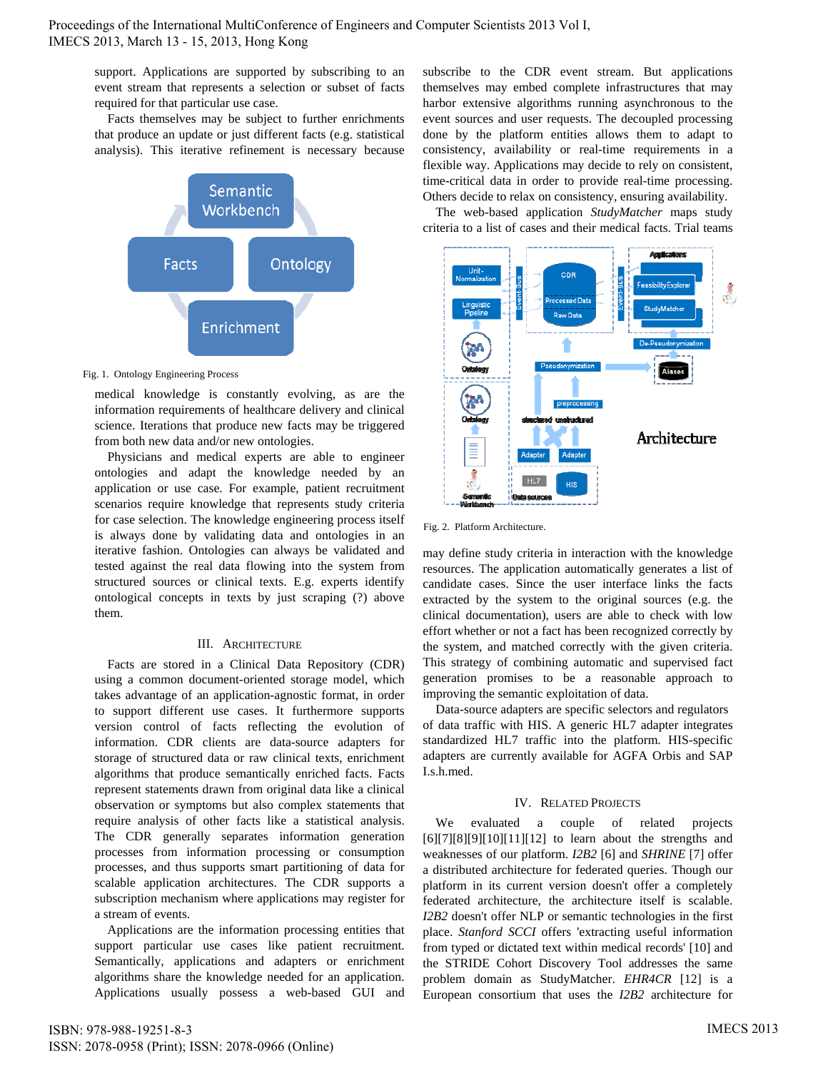support. Applications are supported by subscribing to an event stream that represents a selection or subset of facts required for that particular use case.

Facts themselves may be subject to further enrichments that produce an update or just different facts (e.g. statistical analysis). This iterative refinement is necessary because

Fig. 1. Ontology Engineering Process

medical knowledge is constantly evolving, as are the information requirements of healthcare delivery and clinical science. Iterations that produce new facts may be triggered from both new data and/or new ontologies.

Physicians and medical experts are able to engineer ontologies and adapt the knowledge needed by an application or use case. For example, patient recruitment scenarios require knowledge that represents study criteria for case selection. The knowledge engineering process itself is always done by validating data and ontologies in an iterative fashion. Ontologies can always be validated and tested against the real data flowing into the system from structured sources or clinical texts. E.g. experts identify ontological concepts in texts by just scraping (?) above them.

## III. Architecture

Facts are stored in a Clinical Data Repository (CDR) using a common document-oriented storage model, which takes advantage of an application-agnostic format, in order to support different use cases. It furthermore supports version control of facts reflecting the evolution of information. CDR clients are data-source adapters for storage of structured data or raw clinical texts, enrichment algorithms that produce semantically enriched facts. Facts represent statements drawn from original data like a clinical observation or symptoms but also complex statements that require analysis of other facts like a statistical analysis. The CDR generally separates information generation processes from information processing or consumption processes, and thus supports smart partitioning of data for scalable application architectures. The CDR supports a subscription mechanism where applications may register for a stream of events.

Applications are the information processing entities that support particular use cases like patient recruitment. Semantically, applications and adapters or enrichment algorithms share the knowledge needed for an application. Applications usually possess a web-based GUI and subscribe to the CDR event stream. But applications themselves may embed complete infrastructures that may harbor extensive algorithms running asynchronous to the event sources and user requests. The decoupled processing done by the platform entities allows them to adapt to consistency, availability or real-time requirements in a flexible way. Applications may decide to rely on consistent, time-critical data in order to provide real-time processing. Others decide to relax on consistency, ensuring availability.

The web-based application *StudyMatcher* maps study criteria to a list of cases and their medical facts. Trial teams

Fig. 2. Platform Architecture.

may define study criteria in interaction with the knowledge resources. The application automatically generates a list of candidate cases. Since the user interface links the facts extracted by the system to the original sources (e.g. the clinical documentation), users are able to check with low effort whether or not a fact has been recognized correctly by the system, and matched correctly with the given criteria. This strategy of combining automatic and supervised fact generation promises to be a reasonable approach to improving the semantic exploitation of data.

Data-source adapters are specific selectors and regulators of data traffic with HIS. A generic HL7 adapter integrates standardized HL7 traffic into the platform. HIS-specific adapters are currently available for AGFA Orbis and SAP I.s.h.med.

## IV. Related Projects

We evaluated a couple of related projects [6][7][8][9][10][11][12] to learn about the strengths and weaknesses of our platform. *I2B2* [6] and *SHRINE* [7] offer a distributed architecture for federated queries. Though our platform in its current version doesn't offer a completely federated architecture, the architecture itself is scalable. *I2B2* doesn't offer NLP or semantic technologies in the first place. *Stanford SCCI* offers 'extracting useful information from typed or dictated text within medical records' [10] and the STRIDE Cohort Discovery Tool addresses the same problem domain as StudyMatcher. *EHR4CR* [12] is a European consortium that uses the *I2B2* architecture for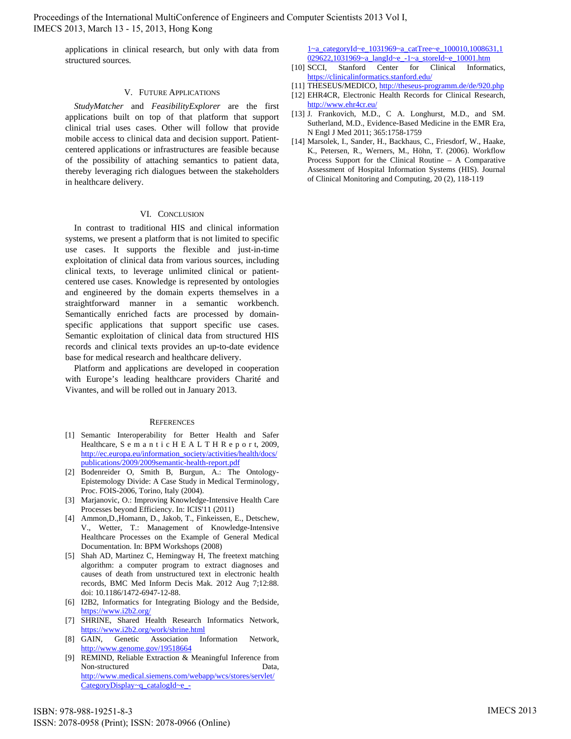applications in clinical research, but only with data from structured sources.

## V. Future Applications

*StudyMatcher* and *FeasibilityExplorer* are the first applications built on top of that platform that support clinical trial uses cases. Other will follow that provide mobile access to clinical data and decision support. Patient-centered applications or infrastructures are feasible because of the possibility of attaching semantics to patient data, thereby leveraging rich dialogues between the stakeholders in healthcare delivery.

## VI. Conclusion

In contrast to traditional HIS and clinical information systems, we present a platform that is not limited to specific use cases. It supports the flexible and just-in-time exploitation of clinical data from various sources, including clinical texts, to leverage unlimited clinical or patient-centered use cases. Knowledge is represented by ontologies and engineered by the domain experts themselves in a straightforward manner in a semantic workbench. Semantically enriched facts are processed by domain-specific applications that support specific use cases. Semantic exploitation of clinical data from structured HIS records and clinical texts provides an up-to-date evidence base for medical research and healthcare delivery.

Platform and applications are developed in cooperation with Europe's leading healthcare providers Charité and Vivantes, and will be rolled out in January 2013.

## References

[1] Semantic Interoperability for Better Health and Safer Healthcare, S e m a n t i c H E A L T H R e p o r t, 2009, http://ec.europa.eu/information_society/activities/health/docs/publications/2009/2009semantic-health-report.pdf

[2] Bodenreider O, Smith B, Burgun, A.: The Ontology-Epistemology Divide: A Case Study in Medical Terminology, Proc. FOIS-2006, Torino, Italy (2004).

[3] Marjanovic, O.: Improving Knowledge-Intensive Health Care Processes beyond Efficiency. In: ICIS'11 (2011)

[4] Ammon,D.,Homann, D., Jakob, T., Finkeissen, E., Detschew, V., Wetter, T.: Management of Knowledge-Intensive Healthcare Processes on the Example of General Medical Documentation. In: BPM Workshops (2008)

[5] Shah AD, Martinez C, Hemingway H, The freetext matching algorithm: a computer program to extract diagnoses and causes of death from unstructured text in electronic health records, BMC Med Inform Decis Mak. 2012 Aug 7;12:88. doi: 10.1186/1472-6947-12-88.

[6] I2B2, Informatics for Integrating Biology and the Bedside, https://www.i2b2.org/

[7] SHRINE, Shared Health Research Informatics Network, https://www.i2b2.org/work/shrine.html

[8] GAIN, Genetic Association Information Network, http://www.genome.gov/19518664

[9] REMIND, Reliable Extraction & Meaningful Inference from Non-structured Data, http://www.medical.siemens.com/webapp/wcs/stores/servlet/CategoryDisplay~q_catalogId~e_-1~a_categoryId~e_1031969~a_catTree~e_100010,1008631,1029622,1031969~a_langId~e_-1~a_storeId~e_10001.htm

[10] SCCI, Stanford Center for Clinical Informatics, https://clinicalinformatics.stanford.edu/

[11] THESEUS/MEDICO, http://theseus-programm.de/de/920.php

[12] EHR4CR, Electronic Health Records for Clinical Research, http://www.ehr4cr.eu/

[13] J. Frankovich, M.D., C A. Longhurst, M.D., and SM. Sutherland, M.D., Evidence-Based Medicine in the EMR Era, N Engl J Med 2011; 365:1758-1759

[14] Marsolek, I., Sander, H., Backhaus, C., Friesdorf, W., Haake, K., Petersen, R., Werners, M., Höhn, T. (2006). Workflow Process Support for the Clinical Routine – A Comparative Assessment of Hospital Information Systems (HIS). Journal of Clinical Monitoring and Computing, 20 (2), 118-119